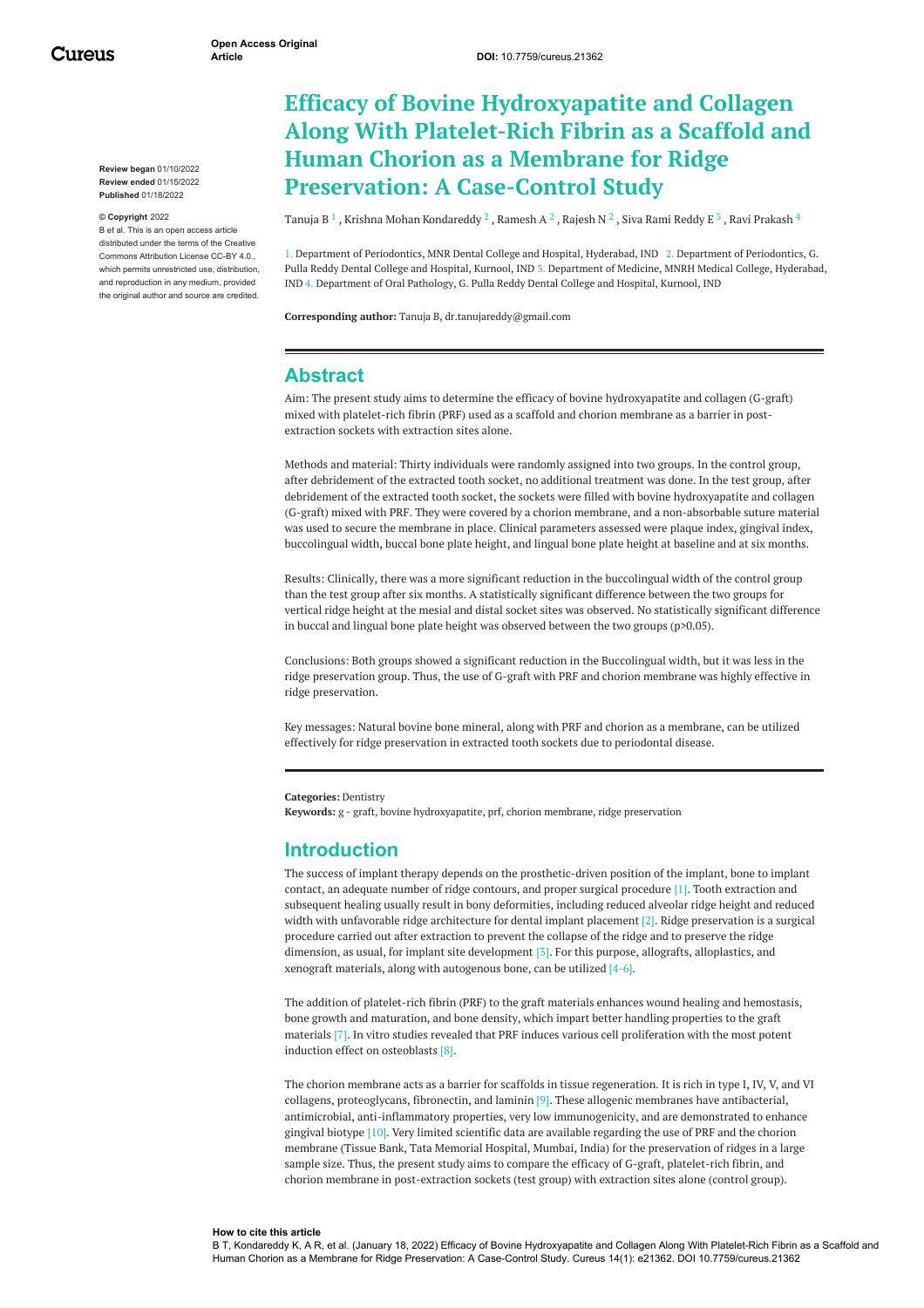# Efficacy of Bovine Hydroxyapatite and Collagen Along With Platelet-Rich Fibrin as a Scaffold and Human Chorion as a Membrane for Ridge Preservation: A Case-Control Study

Tanuja B [1] , Krishna Mohan Kondareddy [2] , Ramesh A [2] , Rajesh N [2] , Siva Rami Reddy E [3] , Ravi Prakash [4]

1. Department of Periodontics, MNR Dental College and Hospital, Hyderabad, IND 2. Department of Periodontics, G. Pulla Reddy Dental College and Hospital, Kurnool, IND 3. Department of Medicine, MNRH Medical College, Hyderabad, IND 4. Department of Oral Pathology, G. Pulla Reddy Dental College and Hospital, Kurnool, IND

**Corresponding author:** Tanuja B, dr.tanujareddy@gmail.com

**Review began** 01/10/2022
**Review ended** 01/15/2022
**Published** 01/18/2022

**© Copyright** 2022

B et al. This is an open access article distributed under the terms of the Creative Commons Attribution License CC-BY 4.0., which permits unrestricted use, distribution, and reproduction in any medium, provided the original author and source are credited.

## Abstract

Aim: The present study aims to determine the efficacy of bovine hydroxyapatite and collagen (G-graft) mixed with platelet-rich fibrin (PRF) used as a scaffold and chorion membrane as a barrier in post-extraction sockets with extraction sites alone.

Methods and material: Thirty individuals were randomly assigned into two groups. In the control group, after debridement of the extracted tooth socket, no additional treatment was done. In the test group, after debridement of the extracted tooth socket, the sockets were filled with bovine hydroxyapatite and collagen (G-graft) mixed with PRF. They were covered by a chorion membrane, and a non-absorbable suture material was used to secure the membrane in place. Clinical parameters assessed were plaque index, gingival index, buccolingual width, buccal bone plate height, and lingual bone plate height at baseline and at six months.

Results: Clinically, there was a more significant reduction in the buccolingual width of the control group than the test group after six months. A statistically significant difference between the two groups for vertical ridge height at the mesial and distal socket sites was observed. No statistically significant difference in buccal and lingual bone plate height was observed between the two groups ($p>0.05$).

Conclusions: Both groups showed a significant reduction in the Buccolingual width, but it was less in the ridge preservation group. Thus, the use of G-graft with PRF and chorion membrane was highly effective in ridge preservation.

Key messages: Natural bovine bone mineral, along with PRF and chorion as a membrane, can be utilized effectively for ridge preservation in extracted tooth sockets due to periodontal disease.

**Categories:** Dentistry
**Keywords:** g - graft, bovine hydroxyapatite, prf, chorion membrane, ridge preservation

## Introduction

The success of implant therapy depends on the prosthetic-driven position of the implant, bone to implant contact, an adequate number of ridge contours, and proper surgical procedure [1]. Tooth extraction and subsequent healing usually result in bony deformities, including reduced alveolar ridge height and reduced width with unfavorable ridge architecture for dental implant placement [2]. Ridge preservation is a surgical procedure carried out after extraction to prevent the collapse of the ridge and to preserve the ridge dimension, as usual, for implant site development [3]. For this purpose, allografts, alloplastics, and xenograft materials, along with autogenous bone, can be utilized [4-6].

The addition of platelet-rich fibrin (PRF) to the graft materials enhances wound healing and hemostasis, bone growth and maturation, and bone density, which impart better handling properties to the graft materials [7]. In vitro studies revealed that PRF induces various cell proliferation with the most potent induction effect on osteoblasts [8].

The chorion membrane acts as a barrier for scaffolds in tissue regeneration. It is rich in type I, IV, V, and VI collagens, proteoglycans, fibronectin, and laminin [9]. These allogenic membranes have antibacterial, antimicrobial, anti-inflammatory properties, very low immunogenicity, and are demonstrated to enhance gingival biotype [10]. Very limited scientific data are available regarding the use of PRF and the chorion membrane (Tissue Bank, Tata Memorial Hospital, Mumbai, India) for the preservation of ridges in a large sample size. Thus, the present study aims to compare the efficacy of G-graft, platelet-rich fibrin, and chorion membrane in post-extraction sockets (test group) with extraction sites alone (control group).

**How to cite this article**
B T, Kondareddy K, A R, et al. (January 18, 2022) Efficacy of Bovine Hydroxyapatite and Collagen Along With Platelet-Rich Fibrin as a Scaffold and Human Chorion as a Membrane for Ridge Preservation: A Case-Control Study. Cureus 14(1): e21362. DOI 10.7759/cureus.21362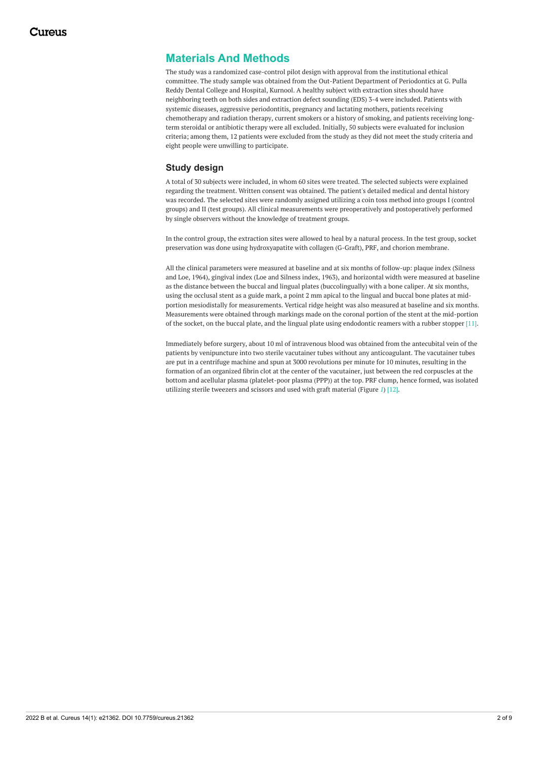## Materials And Methods

The study was a randomized case-control pilot design with approval from the institutional ethical committee. The study sample was obtained from the Out-Patient Department of Periodontics at G. Pulla Reddy Dental College and Hospital, Kurnool. A healthy subject with extraction sites should have neighboring teeth on both sides and extraction defect sounding (EDS) 3-4 were included. Patients with systemic diseases, aggressive periodontitis, pregnancy and lactating mothers, patients receiving chemotherapy and radiation therapy, current smokers or a history of smoking, and patients receiving long-term steroidal or antibiotic therapy were all excluded. Initially, 50 subjects were evaluated for inclusion criteria; among them, 12 patients were excluded from the study as they did not meet the study criteria and eight people were unwilling to participate.

### Study design

A total of 30 subjects were included, in whom 60 sites were treated. The selected subjects were explained regarding the treatment. Written consent was obtained. The patient's detailed medical and dental history was recorded. The selected sites were randomly assigned utilizing a coin toss method into groups I (control groups) and II (test groups). All clinical measurements were preoperatively and postoperatively performed by single observers without the knowledge of treatment groups.

In the control group, the extraction sites were allowed to heal by a natural process. In the test group, socket preservation was done using hydroxyapatite with collagen (G-Graft), PRF, and chorion membrane.

All the clinical parameters were measured at baseline and at six months of follow-up: plaque index (Silness and Loe, 1964), gingival index (Loe and Silness index, 1963), and horizontal width were measured at baseline as the distance between the buccal and lingual plates (buccolingually) with a bone caliper. At six months, using the occlusal stent as a guide mark, a point 2 mm apical to the lingual and buccal bone plates at mid-portion mesiodistally for measurements. Vertical ridge height was also measured at baseline and six months. Measurements were obtained through markings made on the coronal portion of the stent at the mid-portion of the socket, on the buccal plate, and the lingual plate using endodontic reamers with a rubber stopper [11].

Immediately before surgery, about 10 ml of intravenous blood was obtained from the antecubital vein of the patients by venipuncture into two sterile vacutainer tubes without any anticoagulant. The vacutainer tubes are put in a centrifuge machine and spun at 3000 revolutions per minute for 10 minutes, resulting in the formation of an organized fibrin clot at the center of the vacutainer, just between the red corpuscles at the bottom and acellular plasma (platelet-poor plasma (PPP)) at the top. PRF clump, hence formed, was isolated utilizing sterile tweezers and scissors and used with graft material (Figure 1) [12].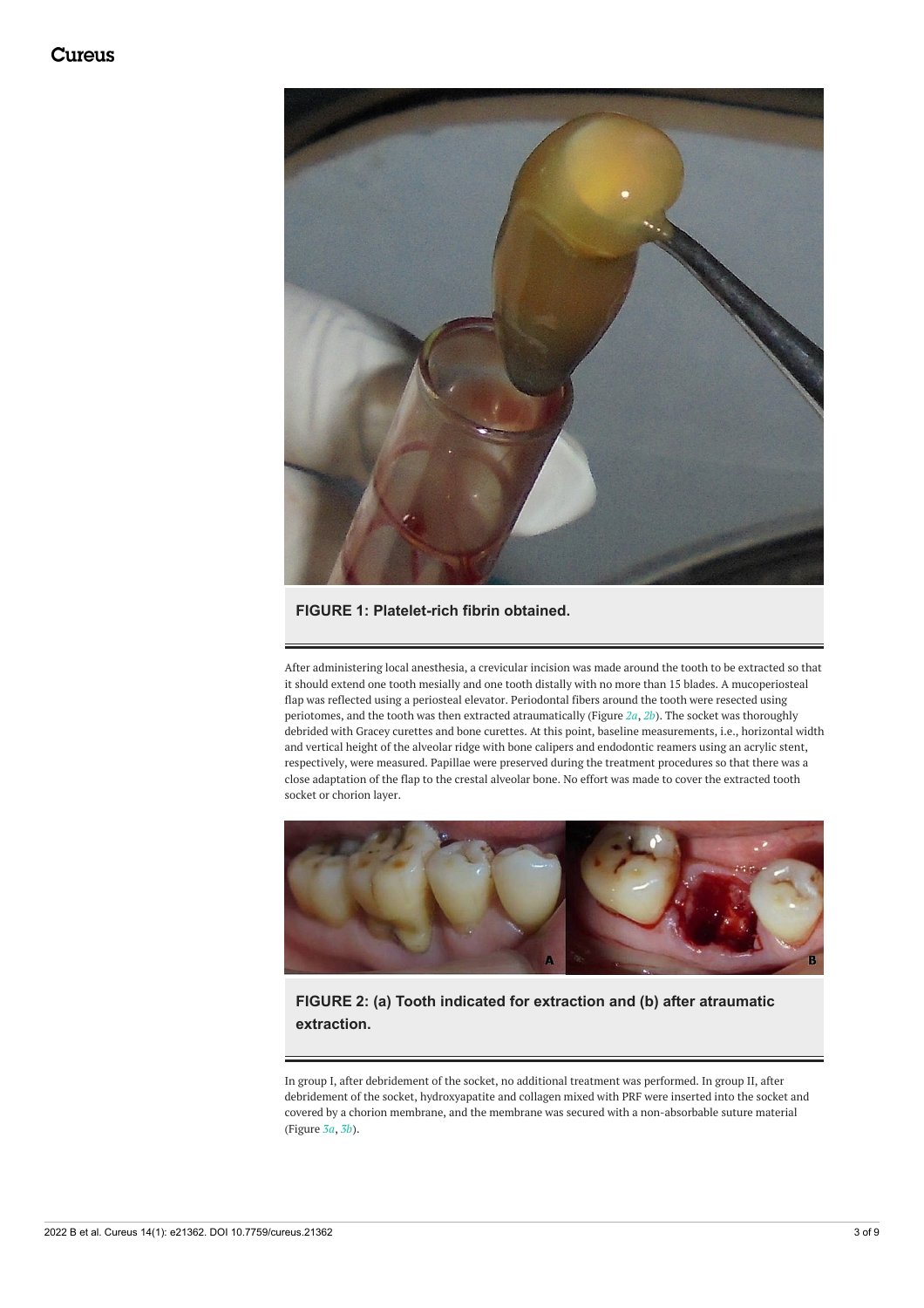FIGURE 1: Platelet-rich fibrin obtained.

After administering local anesthesia, a crevicular incision was made around the tooth to be extracted so that it should extend one tooth mesially and one tooth distally with no more than 15 blades. A mucoperiosteal flap was reflected using a periosteal elevator. Periodontal fibers around the tooth were resected using periotomes, and the tooth was then extracted atraumatically (Figure 2a, 2b). The socket was thoroughly debrided with Gracey curettes and bone curettes. At this point, baseline measurements, i.e., horizontal width and vertical height of the alveolar ridge with bone calipers and endodontic reamers using an acrylic stent, respectively, were measured. Papillae were preserved during the treatment procedures so that there was a close adaptation of the flap to the crestal alveolar bone. No effort was made to cover the extracted tooth socket or chorion layer.

FIGURE 2: (a) Tooth indicated for extraction and (b) after atraumatic extraction.

In group I, after debridement of the socket, no additional treatment was performed. In group II, after debridement of the socket, hydroxyapatite and collagen mixed with PRF were inserted into the socket and covered by a chorion membrane, and the membrane was secured with a non-absorbable suture material (Figure 3a, 3b).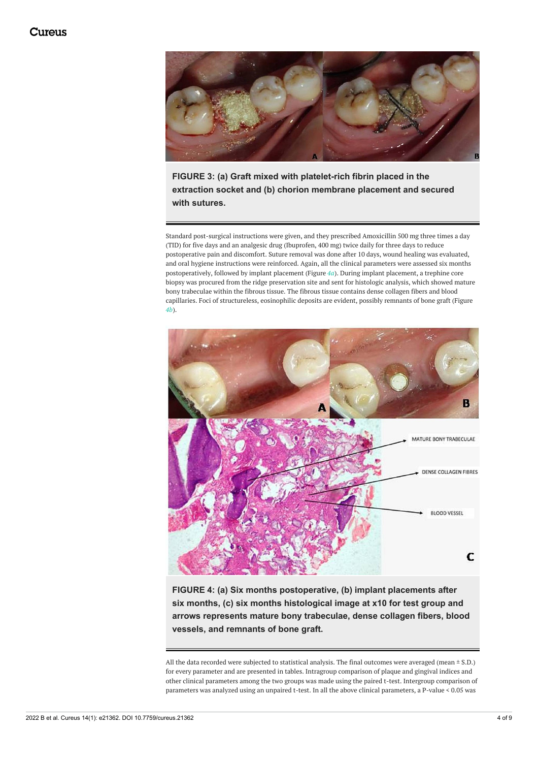FIGURE 3: (a) Graft mixed with platelet-rich fibrin placed in the extraction socket and (b) chorion membrane placement and secured with sutures.

Standard post-surgical instructions were given, and they prescribed Amoxicillin 500 mg three times a day (TID) for five days and an analgesic drug (Ibuprofen, 400 mg) twice daily for three days to reduce postoperative pain and discomfort. Suture removal was done after 10 days, wound healing was evaluated, and oral hygiene instructions were reinforced. Again, all the clinical parameters were assessed six months postoperatively, followed by implant placement (Figure 4a). During implant placement, a trephine core biopsy was procured from the ridge preservation site and sent for histologic analysis, which showed mature bony trabeculae within the fibrous tissue. The fibrous tissue contains dense collagen fibers and blood capillaries. Foci of structureless, eosinophilic deposits are evident, possibly remnants of bone graft (Figure 4b).

FIGURE 4: (a) Six months postoperative, (b) implant placements after six months, (c) six months histological image at x10 for test group and arrows represents mature bony trabeculae, dense collagen fibers, blood vessels, and remnants of bone graft.

All the data recorded were subjected to statistical analysis. The final outcomes were averaged (mean ± S.D.) for every parameter and are presented in tables. Intragroup comparison of plaque and gingival indices and other clinical parameters among the two groups was made using the paired t-test. Intergroup comparison of parameters was analyzed using an unpaired t-test. In all the above clinical parameters, a P-value < 0.05 was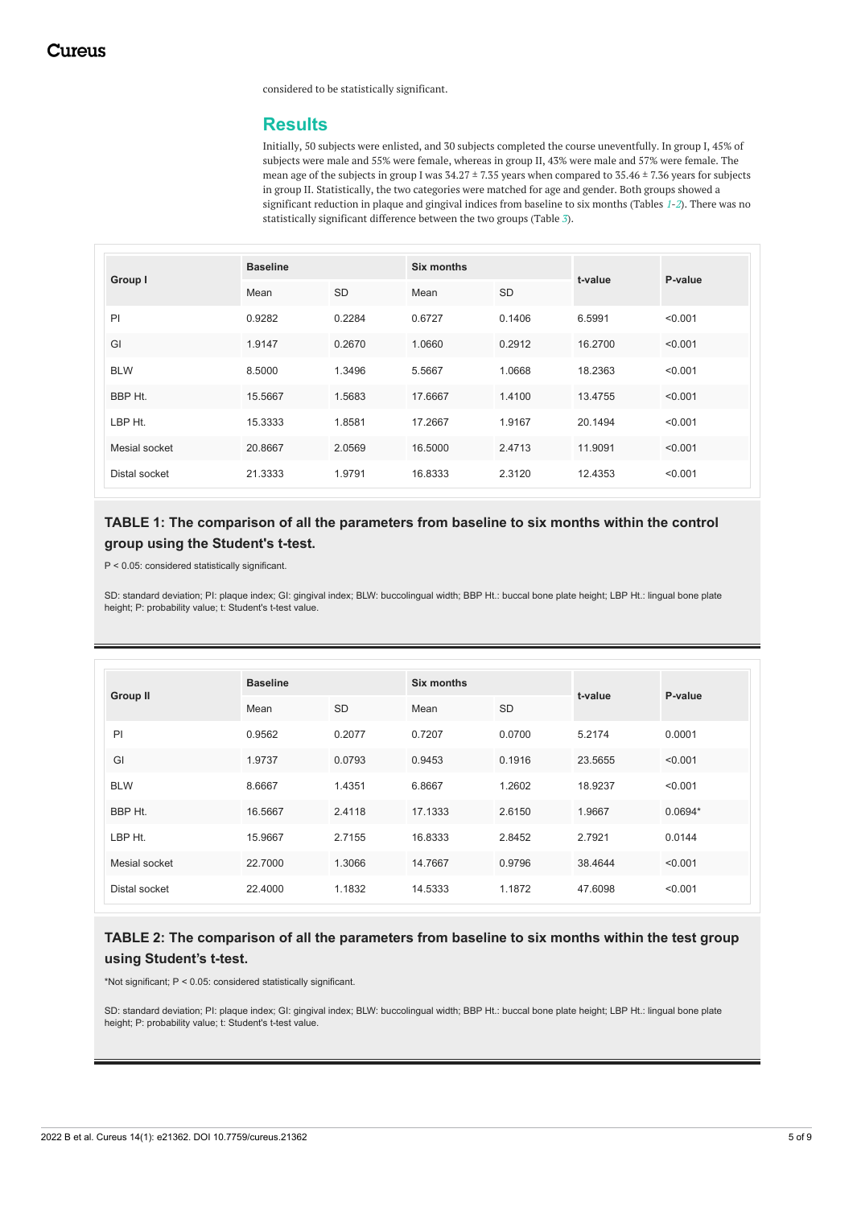considered to be statistically significant.

## Results

Initially, 50 subjects were enlisted, and 30 subjects completed the course uneventfully. In group I, 45% of subjects were male and 55% were female, whereas in group II, 43% were male and 57% were female. The mean age of the subjects in group I was 34.27 ± 7.35 years when compared to 35.46 ± 7.36 years for subjects in group II. Statistically, the two categories were matched for age and gender. Both groups showed a significant reduction in plaque and gingival indices from baseline to six months (Tables 1-2). There was no statistically significant difference between the two groups (Table 3).

| Group I | Baseline | | Six months | | t-value | P-value |
|---|---|---|---|---|---|---|
| | Mean | SD | Mean | SD | | |
| PI | 0.9282 | 0.2284 | 0.6727 | 0.1406 | 6.5991 | <0.001 |
| GI | 1.9147 | 0.2670 | 1.0660 | 0.2912 | 16.2700 | <0.001 |
| BLW | 8.5000 | 1.3496 | 5.5667 | 1.0668 | 18.2363 | <0.001 |
| BBP Ht. | 15.5667 | 1.5683 | 17.6667 | 1.4100 | 13.4755 | <0.001 |
| LBP Ht. | 15.3333 | 1.8581 | 17.2667 | 1.9167 | 20.1494 | <0.001 |
| Mesial socket | 20.8667 | 2.0569 | 16.5000 | 2.4713 | 11.9091 | <0.001 |
| Distal socket | 21.3333 | 1.9791 | 16.8333 | 2.3120 | 12.4353 | <0.001 |

**TABLE 1: The comparison of all the parameters from baseline to six months within the control group using the Student's t-test.**

P < 0.05: considered statistically significant.

SD: standard deviation; PI: plaque index; GI: gingival index; BLW: buccolingual width; BBP Ht.: buccal bone plate height; LBP Ht.: lingual bone plate height; P: probability value; t: Student's t-test value.

| Group II | Baseline | | Six months | | t-value | P-value |
|---|---|---|---|---|---|---|
| | Mean | SD | Mean | SD | | |
| PI | 0.9562 | 0.2077 | 0.7207 | 0.0700 | 5.2174 | 0.0001 |
| GI | 1.9737 | 0.0793 | 0.9453 | 0.1916 | 23.5655 | <0.001 |
| BLW | 8.6667 | 1.4351 | 6.8667 | 1.2602 | 18.9237 | <0.001 |
| BBP Ht. | 16.5667 | 2.4118 | 17.1333 | 2.6150 | 1.9667 | 0.0694* |
| LBP Ht. | 15.9667 | 2.7155 | 16.8333 | 2.8452 | 2.7921 | 0.0144 |
| Mesial socket | 22.7000 | 1.3066 | 14.7667 | 0.9796 | 38.4644 | <0.001 |
| Distal socket | 22.4000 | 1.1832 | 14.5333 | 1.1872 | 47.6098 | <0.001 |

**TABLE 2: The comparison of all the parameters from baseline to six months within the test group using Student's t-test.**

*Not significant; P < 0.05: considered statistically significant.

SD: standard deviation; PI: plaque index; GI: gingival index; BLW: buccolingual width; BBP Ht.: buccal bone plate height; LBP Ht.: lingual bone plate height; P: probability value; t: Student's t-test value.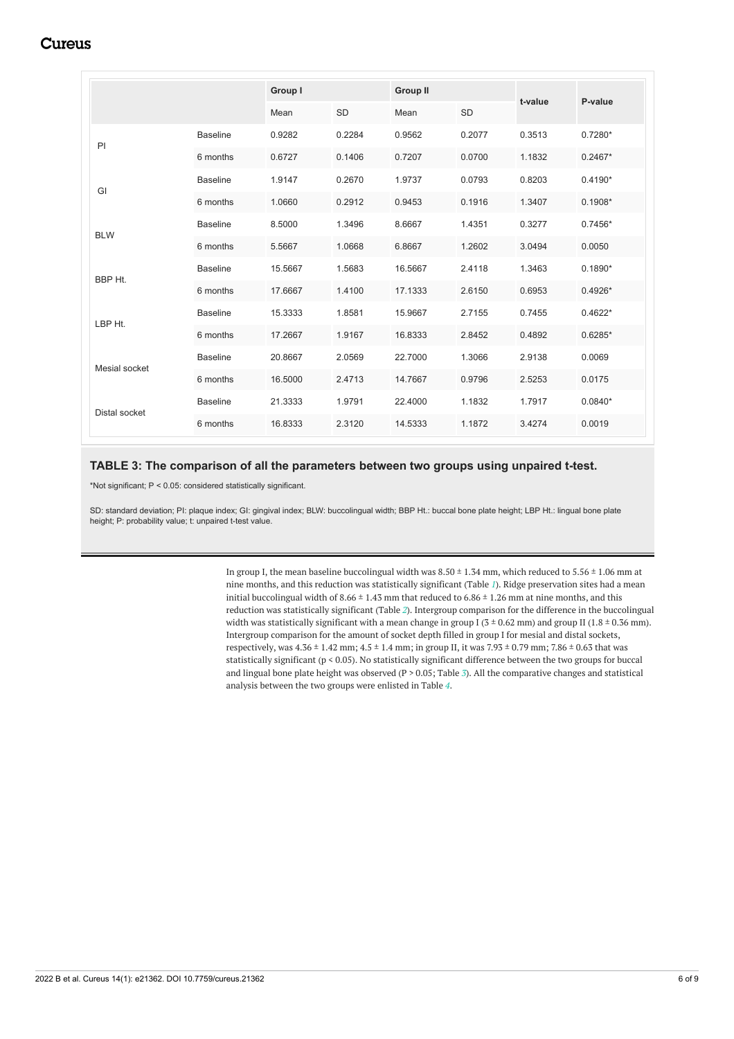| | | Group I | | Group II | | t-value | P-value |
|---|---|---|---|---|---|---|---|
| | | Mean | SD | Mean | SD | | |
| PI | Baseline | 0.9282 | 0.2284 | 0.9562 | 0.2077 | 0.3513 | 0.7280* |
| | 6 months | 0.6727 | 0.1406 | 0.7207 | 0.0700 | 1.1832 | 0.2467* |
| GI | Baseline | 1.9147 | 0.2670 | 1.9737 | 0.0793 | 0.8203 | 0.4190* |
| | 6 months | 1.0660 | 0.2912 | 0.9453 | 0.1916 | 1.3407 | 0.1908* |
| BLW | Baseline | 8.5000 | 1.3496 | 8.6667 | 1.4351 | 0.3277 | 0.7456* |
| | 6 months | 5.5667 | 1.0668 | 6.8667 | 1.2602 | 3.0494 | 0.0050 |
| BBP Ht. | Baseline | 15.5667 | 1.5683 | 16.5667 | 2.4118 | 1.3463 | 0.1890* |
| | 6 months | 17.6667 | 1.4100 | 17.1333 | 2.6150 | 0.6953 | 0.4926* |
| LBP Ht. | Baseline | 15.3333 | 1.8581 | 15.9667 | 2.7155 | 0.7455 | 0.4622* |
| | 6 months | 17.2667 | 1.9167 | 16.8333 | 2.8452 | 0.4892 | 0.6285* |
| Mesial socket | Baseline | 20.8667 | 2.0569 | 22.7000 | 1.3066 | 2.9138 | 0.0069 |
| | 6 months | 16.5000 | 2.4713 | 14.7667 | 0.9796 | 2.5253 | 0.0175 |
| Distal socket | Baseline | 21.3333 | 1.9791 | 22.4000 | 1.1832 | 1.7917 | 0.0840* |
| | 6 months | 16.8333 | 2.3120 | 14.5333 | 1.1872 | 3.4274 | 0.0019 |

**TABLE 3: The comparison of all the parameters between two groups using unpaired t-test.**

*Not significant; $P < 0.05$: considered statistically significant.

SD: standard deviation; PI: plaque index; GI: gingival index; BLW: buccolingual width; BBP Ht.: buccal bone plate height; LBP Ht.: lingual bone plate height; P: probability value; t: unpaired t-test value.

In group I, the mean baseline buccolingual width was 8.50 ± 1.34 mm, which reduced to 5.56 ± 1.06 mm at nine months, and this reduction was statistically significant (Table 1). Ridge preservation sites had a mean initial buccolingual width of 8.66 ± 1.43 mm that reduced to 6.86 ± 1.26 mm at nine months, and this reduction was statistically significant (Table 2). Intergroup comparison for the difference in the buccolingual width was statistically significant with a mean change in group I (3 ± 0.62 mm) and group II (1.8 ± 0.36 mm). Intergroup comparison for the amount of socket depth filled in group I for mesial and distal sockets, respectively, was 4.36 ± 1.42 mm; 4.5 ± 1.4 mm; in group II, it was 7.93 ± 0.79 mm; 7.86 ± 0.63 that was statistically significant ($p < 0.05$). No statistically significant difference between the two groups for buccal and lingual bone plate height was observed ($P > 0.05$; Table 3). All the comparative changes and statistical analysis between the two groups were enlisted in Table 4.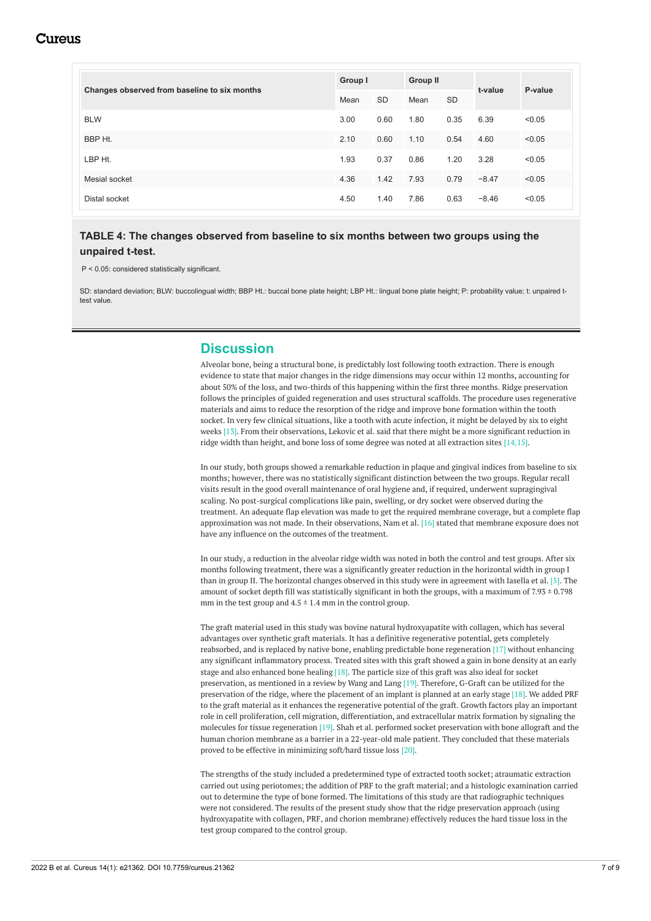| Changes observed from baseline to six months | Group I | | Group II | | t-value | P-value |
|---|---|---|---|---|---|---|
| | Mean | SD | Mean | SD | | |
| BLW | 3.00 | 0.60 | 1.80 | 0.35 | 6.39 | <0.05 |
| BBP Ht. | 2.10 | 0.60 | 1.10 | 0.54 | 4.60 | <0.05 |
| LBP Ht. | 1.93 | 0.37 | 0.86 | 1.20 | 3.28 | <0.05 |
| Mesial socket | 4.36 | 1.42 | 7.93 | 0.79 | −8.47 | <0.05 |
| Distal socket | 4.50 | 1.40 | 7.86 | 0.63 | −8.46 | <0.05 |

**TABLE 4: The changes observed from baseline to six months between two groups using the unpaired t-test.**

$P < 0.05$: considered statistically significant.

SD: standard deviation; BLW: buccolingual width; BBP Ht.: buccal bone plate height; LBP Ht.: lingual bone plate height; P: probability value; t: unpaired t-test value.

## Discussion

Alveolar bone, being a structural bone, is predictably lost following tooth extraction. There is enough evidence to state that major changes in the ridge dimensions may occur within 12 months, accounting for about 50% of the loss, and two-thirds of this happening within the first three months. Ridge preservation follows the principles of guided regeneration and uses structural scaffolds. The procedure uses regenerative materials and aims to reduce the resorption of the ridge and improve bone formation within the tooth socket. In very few clinical situations, like a tooth with acute infection, it might be delayed by six to eight weeks [13]. From their observations, Lekovic et al. said that there might be a more significant reduction in ridge width than height, and bone loss of some degree was noted at all extraction sites [14,15].

In our study, both groups showed a remarkable reduction in plaque and gingival indices from baseline to six months; however, there was no statistically significant distinction between the two groups. Regular recall visits result in the good overall maintenance of oral hygiene and, if required, underwent supragingival scaling. No post-surgical complications like pain, swelling, or dry socket were observed during the treatment. An adequate flap elevation was made to get the required membrane coverage, but a complete flap approximation was not made. In their observations, Nam et al. [16] stated that membrane exposure does not have any influence on the outcomes of the treatment.

In our study, a reduction in the alveolar ridge width was noted in both the control and test groups. After six months following treatment, there was a significantly greater reduction in the horizontal width in group I than in group II. The horizontal changes observed in this study were in agreement with Iasella et al. [5]. The amount of socket depth fill was statistically significant in both the groups, with a maximum of 7.93 ± 0.798 mm in the test group and 4.5 ± 1.4 mm in the control group.

The graft material used in this study was bovine natural hydroxyapatite with collagen, which has several advantages over synthetic graft materials. It has a definitive regenerative potential, gets completely reabsorbed, and is replaced by native bone, enabling predictable bone regeneration [17] without enhancing any significant inflammatory process. Treated sites with this graft showed a gain in bone density at an early stage and also enhanced bone healing [18]. The particle size of this graft was also ideal for socket preservation, as mentioned in a review by Wang and Lang [19]. Therefore, G-Graft can be utilized for the preservation of the ridge, where the placement of an implant is planned at an early stage [18]. We added PRF to the graft material as it enhances the regenerative potential of the graft. Growth factors play an important role in cell proliferation, cell migration, differentiation, and extracellular matrix formation by signaling the molecules for tissue regeneration [19]. Shah et al. performed socket preservation with bone allograft and the human chorion membrane as a barrier in a 22-year-old male patient. They concluded that these materials proved to be effective in minimizing soft/hard tissue loss [20].

The strengths of the study included a predetermined type of extracted tooth socket; atraumatic extraction carried out using periotomes; the addition of PRF to the graft material; and a histologic examination carried out to determine the type of bone formed. The limitations of this study are that radiographic techniques were not considered. The results of the present study show that the ridge preservation approach (using hydroxyapatite with collagen, PRF, and chorion membrane) effectively reduces the hard tissue loss in the test group compared to the control group.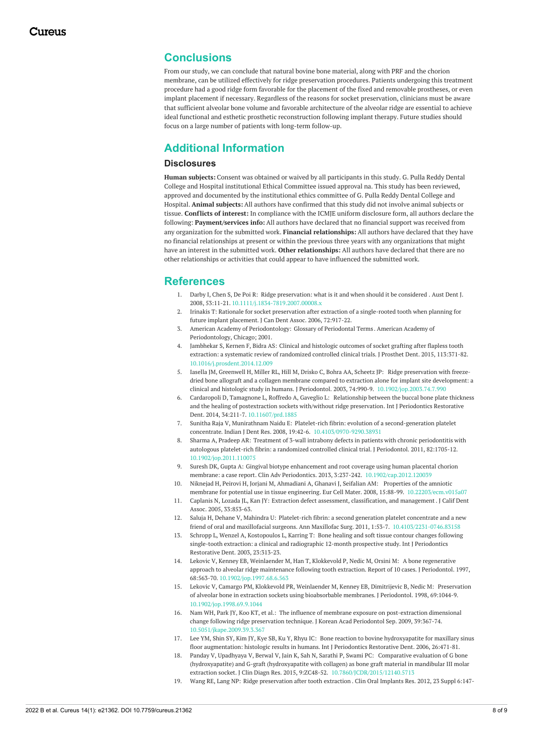## Conclusions

From our study, we can conclude that natural bovine bone material, along with PRF and the chorion membrane, can be utilized effectively for ridge preservation procedures. Patients undergoing this treatment procedure had a good ridge form favorable for the placement of the fixed and removable prostheses, or even implant placement if necessary. Regardless of the reasons for socket preservation, clinicians must be aware that sufficient alveolar bone volume and favorable architecture of the alveolar ridge are essential to achieve ideal functional and esthetic prosthetic reconstruction following implant therapy. Future studies should focus on a large number of patients with long-term follow-up.

## Additional Information

### Disclosures

**Human subjects:** Consent was obtained or waived by all participants in this study. G. Pulla Reddy Dental College and Hospital institutional Ethical Committee issued approval na. This study has been reviewed, approved and documented by the institutional ethics committee of G. Pulla Reddy Dental College and Hospital. **Animal subjects:** All authors have confirmed that this study did not involve animal subjects or tissue. **Conflicts of interest:** In compliance with the ICMJE uniform disclosure form, all authors declare the following: **Payment/services info:** All authors have declared that no financial support was received from any organization for the submitted work. **Financial relationships:** All authors have declared that they have no financial relationships at present or within the previous three years with any organizations that might have an interest in the submitted work. **Other relationships:** All authors have declared that there are no other relationships or activities that could appear to have influenced the submitted work.

## References

1. Darby I, Chen S, De Poi R: Ridge preservation: what is it and when should it be considered . Aust Dent J. 2008, 53:11-21. 10.1111/j.1834-7819.2007.00008.x
2. Irinakis T: Rationale for socket preservation after extraction of a single-rooted tooth when planning for future implant placement. J Can Dent Assoc. 2006, 72:917-22.
3. American Academy of Periodontology: Glossary of Periodontal Terms . American Academy of Periodontology, Chicago; 2001.
4. Jambhekar S, Kernen F, Bidra AS: Clinical and histologic outcomes of socket grafting after flapless tooth extraction: a systematic review of randomized controlled clinical trials. J Prosthet Dent. 2015, 113:371-82. 10.1016/j.prosdent.2014.12.009
5. Iasella JM, Greenwell H, Miller RL, Hill M, Drisko C, Bohra AA, Scheetz JP: Ridge preservation with freeze-dried bone allograft and a collagen membrane compared to extraction alone for implant site development: a clinical and histologic study in humans. J Periodontol. 2003, 74:990-9. 10.1902/jop.2003.74.7.990
6. Cardaropoli D, Tamagnone L, Roffredo A, Gaveglio L: Relationship between the buccal bone plate thickness and the healing of postextraction sockets with/without ridge preservation. Int J Periodontics Restorative Dent. 2014, 34:211-7. 10.11607/prd.1885
7. Sunitha Raja V, Munirathnam Naidu E: Platelet-rich fibrin: evolution of a second-generation platelet concentrate. Indian J Dent Res. 2008, 19:42-6. 10.4103/0970-9290.38931
8. Sharma A, Pradeep AR: Treatment of 3-wall intrabony defects in patients with chronic periodontitis with autologous platelet-rich fibrin: a randomized controlled clinical trial. J Periodontol. 2011, 82:1705-12. 10.1902/jop.2011.110075
9. Suresh DK, Gupta A: Gingival biotype enhancement and root coverage using human placental chorion membrane: a case report. Clin Adv Periodontics. 2013, 3:237-242. 10.1902/cap.2012.120039
10. Niknejad H, Peirovi H, Jorjani M, Ahmadiani A, Ghanavi J, Seifalian AM: Properties of the amniotic membrane for potential use in tissue engineering. Eur Cell Mater. 2008, 15:88-99. 10.22203/ecm.v015a07
11. Caplanis N, Lozada JL, Kan JY: Extraction defect assessment, classification, and management . J Calif Dent Assoc. 2005, 33:853-63.
12. Saluja H, Dehane V, Mahindra U: Platelet-rich fibrin: a second generation platelet concentrate and a new friend of oral and maxillofacial surgeons. Ann Maxillofac Surg. 2011, 1:53-7. 10.4103/2231-0746.83158
13. Schropp L, Wenzel A, Kostopoulos L, Karring T: Bone healing and soft tissue contour changes following single-tooth extraction: a clinical and radiographic 12-month prospective study. Int J Periodontics Restorative Dent. 2003, 23:313-23.
14. Lekovic V, Kenney EB, Weinlaender M, Han T, Klokkevold P, Nedic M, Orsini M: A bone regenerative approach to alveolar ridge maintenance following tooth extraction. Report of 10 cases. J Periodontol. 1997, 68:563-70. 10.1902/jop.1997.68.6.563
15. Lekovic V, Camargo PM, Klokkevold PR, Weinlaender M, Kenney EB, Dimitrijevic B, Nedic M: Preservation of alveolar bone in extraction sockets using bioabsorbable membranes. J Periodontol. 1998, 69:1044-9. 10.1902/jop.1998.69.9.1044
16. Nam WH, Park JY, Koo KT, et al.: The influence of membrane exposure on post-extraction dimensional change following ridge preservation technique. J Korean Acad Periodontol Sep. 2009, 39:367-74. 10.5051/jkape.2009.39.3.367
17. Lee YM, Shin SY, Kim JY, Kye SB, Ku Y, Rhyu IC: Bone reaction to bovine hydroxyapatite for maxillary sinus floor augmentation: histologic results in humans. Int J Periodontics Restorative Dent. 2006, 26:471-81.
18. Panday V, Upadhyaya V, Berwal V, Jain K, Sah N, Sarathi P, Swami PC: Comparative evaluation of G bone (hydroxyapatite) and G-graft (hydroxyapatite with collagen) as bone graft material in mandibular III molar extraction socket. J Clin Diagn Res. 2015, 9:ZC48-52. 10.7860/JCDR/2015/12140.5713
19. Wang RE, Lang NP: Ridge preservation after tooth extraction . Clin Oral Implants Res. 2012, 23 Suppl 6:147-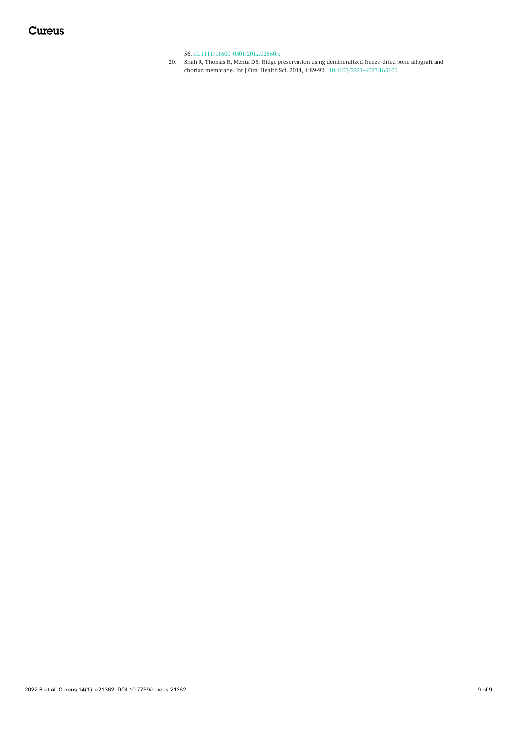56. 10.1111/j.1600-0501.2012.02560.x

20. Shah R, Thomas R, Mehta DS: Ridge preservation using demineralized freeze-dried bone allograft and chorion membrane. Int J Oral Health Sci. 2014, 4:89-92. 10.4103/2231-6027.165101